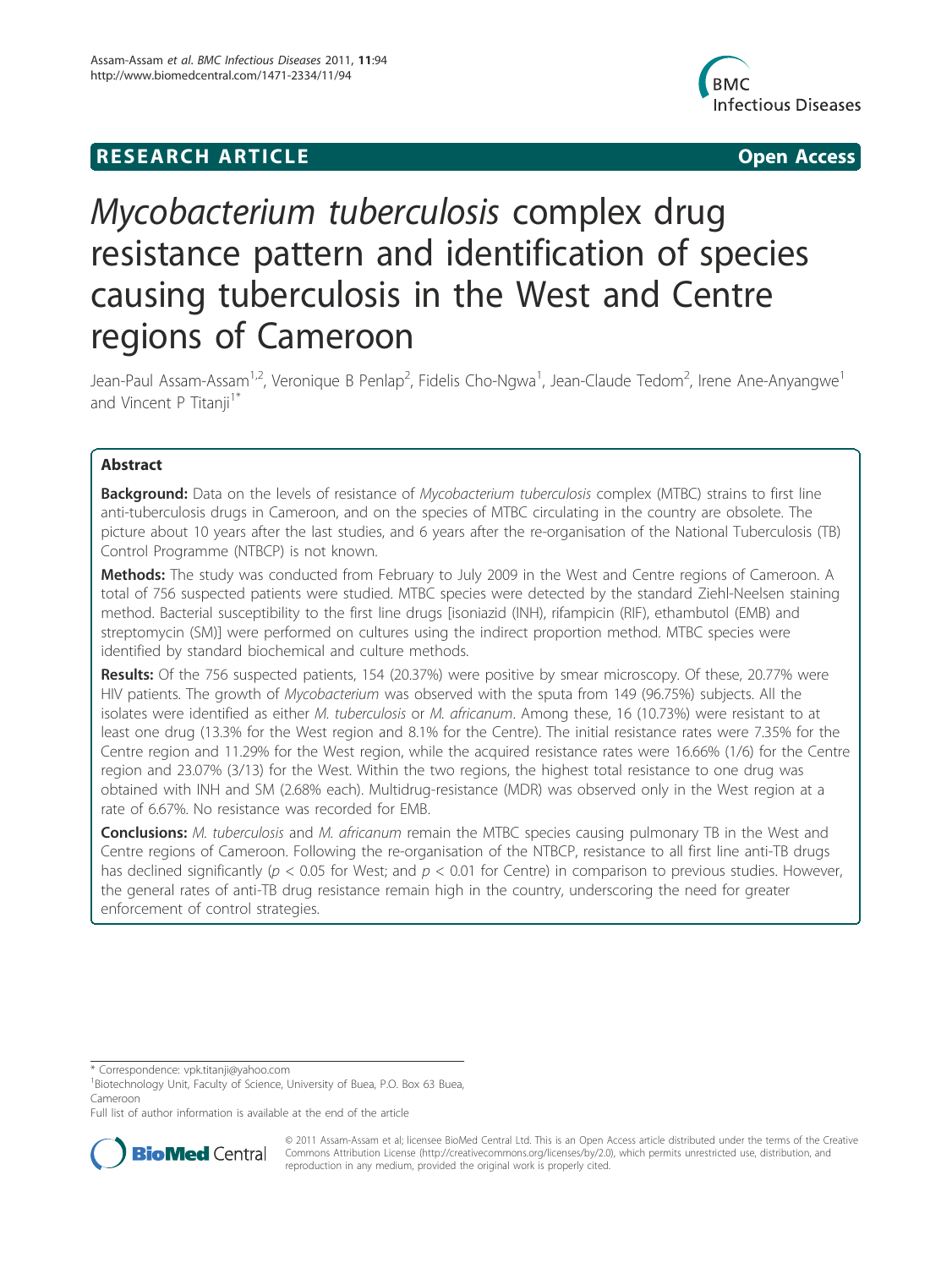**RESEARCH ARTICLE** **Open Access**

# *Mycobacterium tuberculosis* complex drug resistance pattern and identification of species causing tuberculosis in the West and Centre regions of Cameroon

Jean-Paul Assam-Assam[1,2], Veronique B Penlap[2], Fidelis Cho-Ngwa[1], Jean-Claude Tedom[2], Irene Ane-Anyangwe[1] and Vincent P Titanji[1*]

## Abstract

**Background:** Data on the levels of resistance of *Mycobacterium tuberculosis* complex (MTBC) strains to first line anti-tuberculosis drugs in Cameroon, and on the species of MTBC circulating in the country are obsolete. The picture about 10 years after the last studies, and 6 years after the re-organisation of the National Tuberculosis (TB) Control Programme (NTBCP) is not known.

**Methods:** The study was conducted from February to July 2009 in the West and Centre regions of Cameroon. A total of 756 suspected patients were studied. MTBC species were detected by the standard Ziehl-Neelsen staining method. Bacterial susceptibility to the first line drugs [isoniazid (INH), rifampicin (RIF), ethambutol (EMB) and streptomycin (SM)] were performed on cultures using the indirect proportion method. MTBC species were identified by standard biochemical and culture methods.

**Results:** Of the 756 suspected patients, 154 (20.37%) were positive by smear microscopy. Of these, 20.77% were HIV patients. The growth of *Mycobacterium* was observed with the sputa from 149 (96.75%) subjects. All the isolates were identified as either *M. tuberculosis* or *M. africanum*. Among these, 16 (10.73%) were resistant to at least one drug (13.3% for the West region and 8.1% for the Centre). The initial resistance rates were 7.35% for the Centre region and 11.29% for the West region, while the acquired resistance rates were 16.66% (1/6) for the Centre region and 23.07% (3/13) for the West. Within the two regions, the highest total resistance to one drug was obtained with INH and SM (2.68% each). Multidrug-resistance (MDR) was observed only in the West region at a rate of 6.67%. No resistance was recorded for EMB.

**Conclusions:** *M. tuberculosis* and *M. africanum* remain the MTBC species causing pulmonary TB in the West and Centre regions of Cameroon. Following the re-organisation of the NTBCP, resistance to all first line anti-TB drugs has declined significantly ($p < 0.05$ for West; and $p < 0.01$ for Centre) in comparison to previous studies. However, the general rates of anti-TB drug resistance remain high in the country, underscoring the need for greater enforcement of control strategies.

\* Correspondence: vpk.titanji@yahoo.com

[1]Biotechnology Unit, Faculty of Science, University of Buea, P.O. Box 63 Buea, Cameroon

Full list of author information is available at the end of the article

© 2011 Assam-Assam et al; licensee BioMed Central Ltd. This is an Open Access article distributed under the terms of the Creative Commons Attribution License (http://creativecommons.org/licenses/by/2.0), which permits unrestricted use, distribution, and reproduction in any medium, provided the original work is properly cited.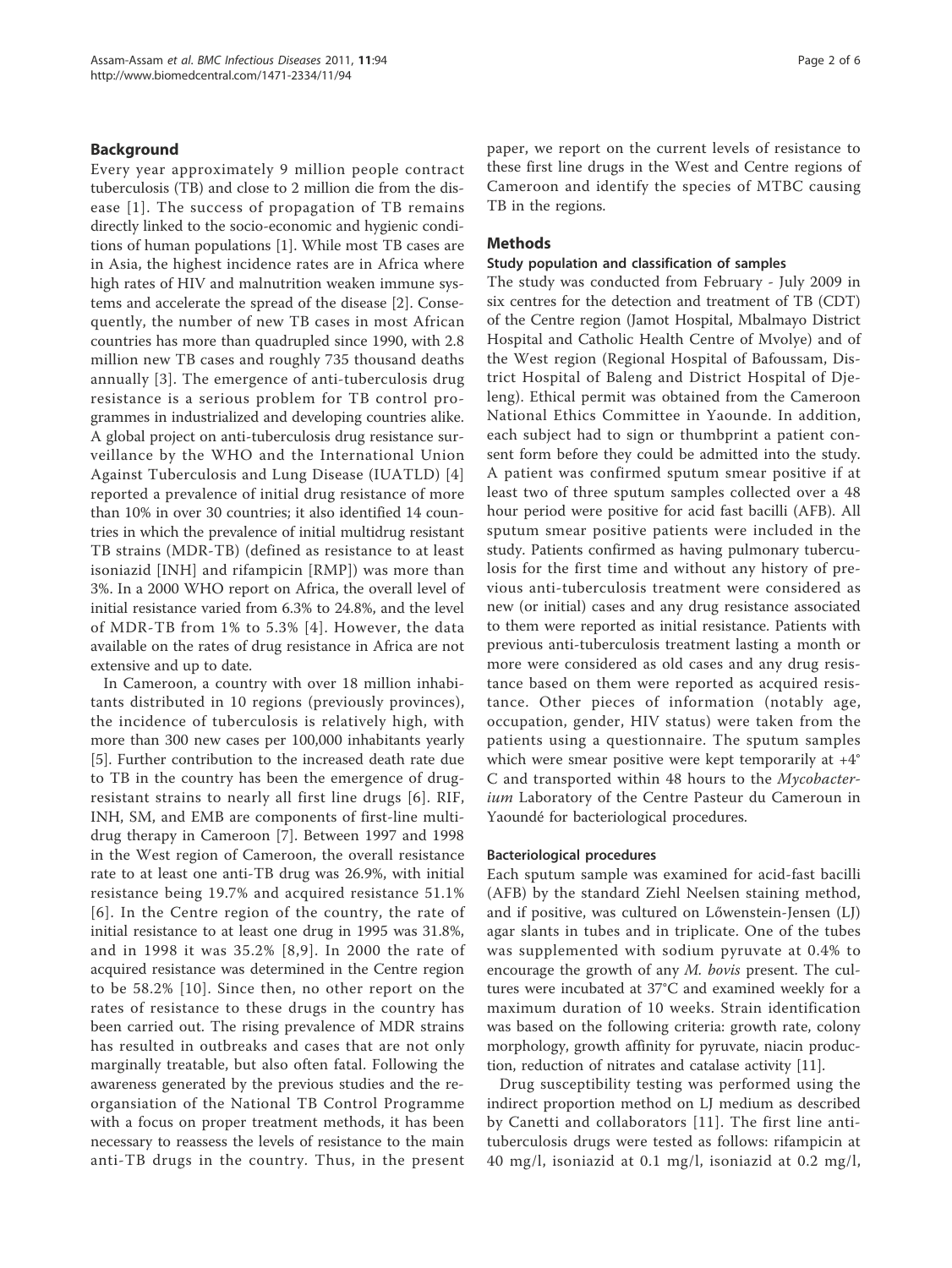## Background

Every year approximately 9 million people contract tuberculosis (TB) and close to 2 million die from the disease [1]. The success of propagation of TB remains directly linked to the socio-economic and hygienic conditions of human populations [1]. While most TB cases are in Asia, the highest incidence rates are in Africa where high rates of HIV and malnutrition weaken immune systems and accelerate the spread of the disease [2]. Consequently, the number of new TB cases in most African countries has more than quadrupled since 1990, with 2.8 million new TB cases and roughly 735 thousand deaths annually [3]. The emergence of anti-tuberculosis drug resistance is a serious problem for TB control programmes in industrialized and developing countries alike. A global project on anti-tuberculosis drug resistance surveillance by the WHO and the International Union Against Tuberculosis and Lung Disease (IUATLD) [4] reported a prevalence of initial drug resistance of more than 10% in over 30 countries; it also identified 14 countries in which the prevalence of initial multidrug resistant TB strains (MDR-TB) (defined as resistance to at least isoniazid [INH] and rifampicin [RMP]) was more than 3%. In a 2000 WHO report on Africa, the overall level of initial resistance varied from 6.3% to 24.8%, and the level of MDR-TB from 1% to 5.3% [4]. However, the data available on the rates of drug resistance in Africa are not extensive and up to date.

In Cameroon, a country with over 18 million inhabitants distributed in 10 regions (previously provinces), the incidence of tuberculosis is relatively high, with more than 300 new cases per 100,000 inhabitants yearly [5]. Further contribution to the increased death rate due to TB in the country has been the emergence of drug-resistant strains to nearly all first line drugs [6]. RIF, INH, SM, and EMB are components of first-line multidrug therapy in Cameroon [7]. Between 1997 and 1998 in the West region of Cameroon, the overall resistance rate to at least one anti-TB drug was 26.9%, with initial resistance being 19.7% and acquired resistance 51.1% [6]. In the Centre region of the country, the rate of initial resistance to at least one drug in 1995 was 31.8%, and in 1998 it was 35.2% [8,9]. In 2000 the rate of acquired resistance was determined in the Centre region to be 58.2% [10]. Since then, no other report on the rates of resistance to these drugs in the country has been carried out. The rising prevalence of MDR strains has resulted in outbreaks and cases that are not only marginally treatable, but also often fatal. Following the awareness generated by the previous studies and the re-organsiation of the National TB Control Programme with a focus on proper treatment methods, it has been necessary to reassess the levels of resistance to the main anti-TB drugs in the country. Thus, in the present paper, we report on the current levels of resistance to these first line drugs in the West and Centre regions of Cameroon and identify the species of MTBC causing TB in the regions.

## Methods

### Study population and classification of samples

The study was conducted from February - July 2009 in six centres for the detection and treatment of TB (CDT) of the Centre region (Jamot Hospital, Mbalmayo District Hospital and Catholic Health Centre of Mvolye) and of the West region (Regional Hospital of Bafoussam, District Hospital of Baleng and District Hospital of Djeleng). Ethical permit was obtained from the Cameroon National Ethics Committee in Yaounde. In addition, each subject had to sign or thumbprint a patient consent form before they could be admitted into the study. A patient was confirmed sputum smear positive if at least two of three sputum samples collected over a 48 hour period were positive for acid fast bacilli (AFB). All sputum smear positive patients were included in the study. Patients confirmed as having pulmonary tuberculosis for the first time and without any history of previous anti-tuberculosis treatment were considered as new (or initial) cases and any drug resistance associated to them were reported as initial resistance. Patients with previous anti-tuberculosis treatment lasting a month or more were considered as old cases and any drug resistance based on them were reported as acquired resistance. Other pieces of information (notably age, occupation, gender, HIV status) were taken from the patients using a questionnaire. The sputum samples which were smear positive were kept temporarily at +4° C and transported within 48 hours to the *Mycobacterium* Laboratory of the Centre Pasteur du Cameroun in Yaoundé for bacteriological procedures.

### Bacteriological procedures

Each sputum sample was examined for acid-fast bacilli (AFB) by the standard Ziehl Neelsen staining method, and if positive, was cultured on Lőwenstein-Jensen (LJ) agar slants in tubes and in triplicate. One of the tubes was supplemented with sodium pyruvate at 0.4% to encourage the growth of any *M. bovis* present. The cultures were incubated at 37°C and examined weekly for a maximum duration of 10 weeks. Strain identification was based on the following criteria: growth rate, colony morphology, growth affinity for pyruvate, niacin production, reduction of nitrates and catalase activity [11].

Drug susceptibility testing was performed using the indirect proportion method on LJ medium as described by Canetti and collaborators [11]. The first line anti-tuberculosis drugs were tested as follows: rifampicin at 40 mg/l, isoniazid at 0.1 mg/l, isoniazid at 0.2 mg/l,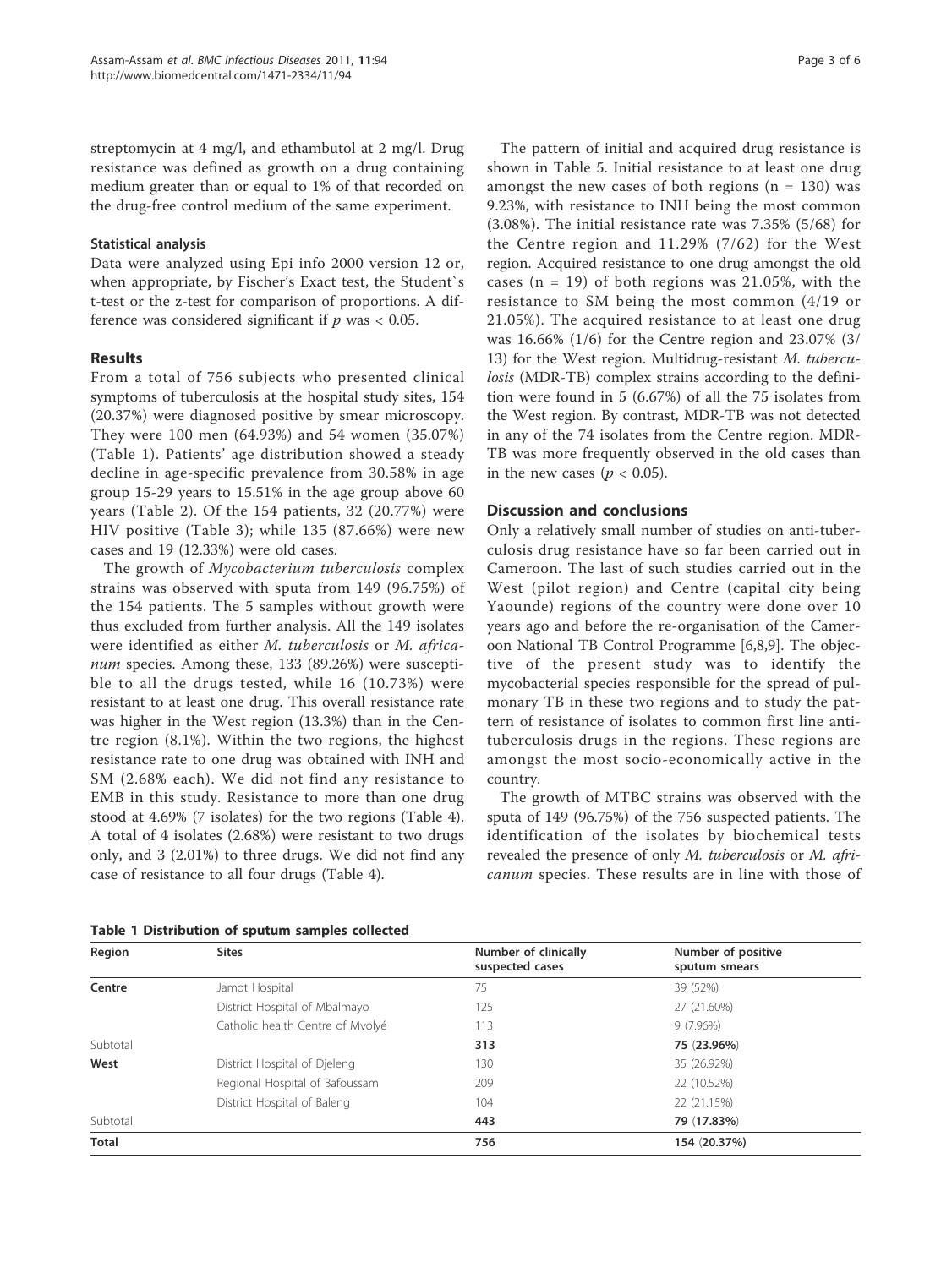streptomycin at 4 mg/l, and ethambutol at 2 mg/l. Drug resistance was defined as growth on a drug containing medium greater than or equal to 1% of that recorded on the drug-free control medium of the same experiment.

### Statistical analysis

Data were analyzed using Epi info 2000 version 12 or, when appropriate, by Fischer's Exact test, the Student`s t-test or the z-test for comparison of proportions. A difference was considered significant if $p$ was < 0.05.

## Results

From a total of 756 subjects who presented clinical symptoms of tuberculosis at the hospital study sites, 154 (20.37%) were diagnosed positive by smear microscopy. They were 100 men (64.93%) and 54 women (35.07%) (Table 1). Patients' age distribution showed a steady decline in age-specific prevalence from 30.58% in age group 15-29 years to 15.51% in the age group above 60 years (Table 2). Of the 154 patients, 32 (20.77%) were HIV positive (Table 3); while 135 (87.66%) were new cases and 19 (12.33%) were old cases.

The growth of *Mycobacterium tuberculosis* complex strains was observed with sputa from 149 (96.75%) of the 154 patients. The 5 samples without growth were thus excluded from further analysis. All the 149 isolates were identified as either *M. tuberculosis* or *M. africanum* species. Among these, 133 (89.26%) were susceptible to all the drugs tested, while 16 (10.73%) were resistant to at least one drug. This overall resistance rate was higher in the West region (13.3%) than in the Centre region (8.1%). Within the two regions, the highest resistance rate to one drug was obtained with INH and SM (2.68% each). We did not find any resistance to EMB in this study. Resistance to more than one drug stood at 4.69% (7 isolates) for the two regions (Table 4). A total of 4 isolates (2.68%) were resistant to two drugs only, and 3 (2.01%) to three drugs. We did not find any case of resistance to all four drugs (Table 4).

The pattern of initial and acquired drug resistance is shown in Table 5. Initial resistance to at least one drug amongst the new cases of both regions (n = 130) was 9.23%, with resistance to INH being the most common (3.08%). The initial resistance rate was 7.35% (5/68) for the Centre region and 11.29% (7/62) for the West region. Acquired resistance to one drug amongst the old cases (n = 19) of both regions was 21.05%, with the resistance to SM being the most common (4/19 or 21.05%). The acquired resistance to at least one drug was 16.66% (1/6) for the Centre region and 23.07% (3/13) for the West region. Multidrug-resistant *M. tuberculosis* (MDR-TB) complex strains according to the definition were found in 5 (6.67%) of all the 75 isolates from the West region. By contrast, MDR-TB was not detected in any of the 74 isolates from the Centre region. MDR-TB was more frequently observed in the old cases than in the new cases ($p < 0.05$).

## Discussion and conclusions

Only a relatively small number of studies on anti-tuberculosis drug resistance have so far been carried out in Cameroon. The last of such studies carried out in the West (pilot region) and Centre (capital city being Yaounde) regions of the country were done over 10 years ago and before the re-organisation of the Cameroon National TB Control Programme [6,8,9]. The objective of the present study was to identify the mycobacterial species responsible for the spread of pulmonary TB in these two regions and to study the pattern of resistance of isolates to common first line anti-tuberculosis drugs in the regions. These regions are amongst the most socio-economically active in the country.

The growth of MTBC strains was observed with the sputa of 149 (96.75%) of the 756 suspected patients. The identification of the isolates by biochemical tests revealed the presence of only *M. tuberculosis* or *M. africanum* species. These results are in line with those of

**Table 1 Distribution of sputum samples collected**

| Region | Sites | Number of clinically suspected cases | Number of positive sputum smears |
|---|---|---|---|
| **Centre** | Jamot Hospital | 75 | 39 (52%) |
| | District Hospital of Mbalmayo | 125 | 27 (21.60%) |
| | Catholic health Centre of Mvolyé | 113 | 9 (7.96%) |
| Subtotal | | **313** | **75 (23.96%)** |
| **West** | District Hospital of Djeleng | 130 | 35 (26.92%) |
| | Regional Hospital of Bafoussam | 209 | 22 (10.52%) |
| | District Hospital of Baleng | 104 | 22 (21.15%) |
| Subtotal | | **443** | **79 (17.83%)** |
| **Total** | | **756** | **154 (20.37%)** |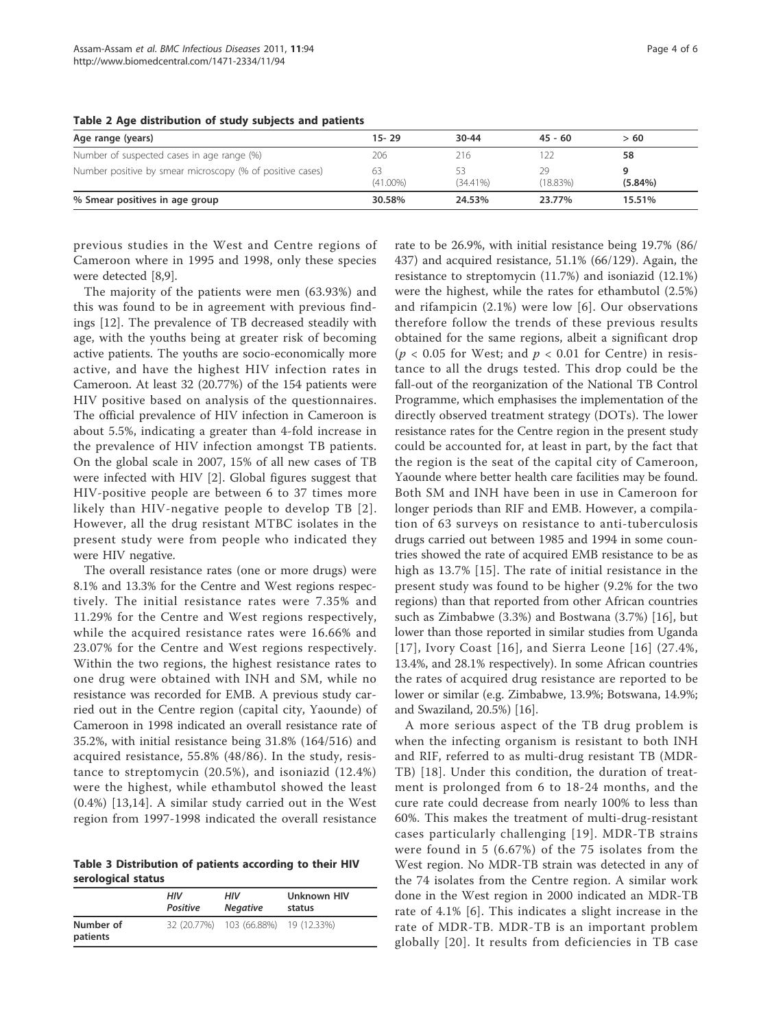**Table 2 Age distribution of study subjects and patients**

| Age range (years) | 15- 29 | 30-44 | 45 - 60 | > 60 |
|---|---|---|---|---|
| Number of suspected cases in age range (%) | 206 | 216 | 122 | **58** |
| Number positive by smear microscopy (% of positive cases) | 63 (41.00%) | 53 (34.41%) | 29 (18.83%) | **9 (5.84%)** |
| **% Smear positives in age group** | **30.58%** | **24.53%** | **23.77%** | **15.51%** |

previous studies in the West and Centre regions of Cameroon where in 1995 and 1998, only these species were detected [8,9].

The majority of the patients were men (63.93%) and this was found to be in agreement with previous findings [12]. The prevalence of TB decreased steadily with age, with the youths being at greater risk of becoming active patients. The youths are socio-economically more active, and have the highest HIV infection rates in Cameroon. At least 32 (20.77%) of the 154 patients were HIV positive based on analysis of the questionnaires. The official prevalence of HIV infection in Cameroon is about 5.5%, indicating a greater than 4-fold increase in the prevalence of HIV infection amongst TB patients. On the global scale in 2007, 15% of all new cases of TB were infected with HIV [2]. Global figures suggest that HIV-positive people are between 6 to 37 times more likely than HIV-negative people to develop TB [2]. However, all the drug resistant MTBC isolates in the present study were from people who indicated they were HIV negative.

The overall resistance rates (one or more drugs) were 8.1% and 13.3% for the Centre and West regions respectively. The initial resistance rates were 7.35% and 11.29% for the Centre and West regions respectively, while the acquired resistance rates were 16.66% and 23.07% for the Centre and West regions respectively. Within the two regions, the highest resistance rates to one drug were obtained with INH and SM, while no resistance was recorded for EMB. A previous study carried out in the Centre region (capital city, Yaounde) of Cameroon in 1998 indicated an overall resistance rate of 35.2%, with initial resistance being 31.8% (164/516) and acquired resistance, 55.8% (48/86). In the study, resistance to streptomycin (20.5%), and isoniazid (12.4%) were the highest, while ethambutol showed the least (0.4%) [13,14]. A similar study carried out in the West region from 1997-1998 indicated the overall resistance rate to be 26.9%, with initial resistance being 19.7% (86/437) and acquired resistance, 51.1% (66/129). Again, the resistance to streptomycin (11.7%) and isoniazid (12.1%) were the highest, while the rates for ethambutol (2.5%) and rifampicin (2.1%) were low [6]. Our observations therefore follow the trends of these previous results obtained for the same regions, albeit a significant drop ($p < 0.05$ for West; and $p < 0.01$ for Centre) in resistance to all the drugs tested. This drop could be the fall-out of the reorganization of the National TB Control Programme, which emphasises the implementation of the directly observed treatment strategy (DOTs). The lower resistance rates for the Centre region in the present study could be accounted for, at least in part, by the fact that the region is the seat of the capital city of Cameroon, Yaounde where better health care facilities may be found. Both SM and INH have been in use in Cameroon for longer periods than RIF and EMB. However, a compilation of 63 surveys on resistance to anti-tuberculosis drugs carried out between 1985 and 1994 in some countries showed the rate of acquired EMB resistance to be as high as 13.7% [15]. The rate of initial resistance in the present study was found to be higher (9.2% for the two regions) than that reported from other African countries such as Zimbabwe (3.3%) and Bostwana (3.7%) [16], but lower than those reported in similar studies from Uganda [17], Ivory Coast [16], and Sierra Leone [16] (27.4%, 13.4%, and 28.1% respectively). In some African countries the rates of acquired drug resistance are reported to be lower or similar (e.g. Zimbabwe, 13.9%; Botswana, 14.9%; and Swaziland, 20.5%) [16].

A more serious aspect of the TB drug problem is when the infecting organism is resistant to both INH and RIF, referred to as multi-drug resistant TB (MDR-TB) [18]. Under this condition, the duration of treatment is prolonged from 6 to 18-24 months, and the cure rate could decrease from nearly 100% to less than 60%. This makes the treatment of multi-drug-resistant cases particularly challenging [19]. MDR-TB strains were found in 5 (6.67%) of the 75 isolates from the West region. No MDR-TB strain was detected in any of the 74 isolates from the Centre region. A similar work done in the West region in 2000 indicated an MDR-TB rate of 4.1% [6]. This indicates a slight increase in the rate of MDR-TB. MDR-TB is an important problem globally [20]. It results from deficiencies in TB case

**Table 3 Distribution of patients according to their HIV serological status**

| | *HIV Positive* | *HIV Negative* | Unknown HIV status |
|---|---|---|---|
| **Number of patients** | 32 (20.77%) | 103 (66.88%) | 19 (12.33%) |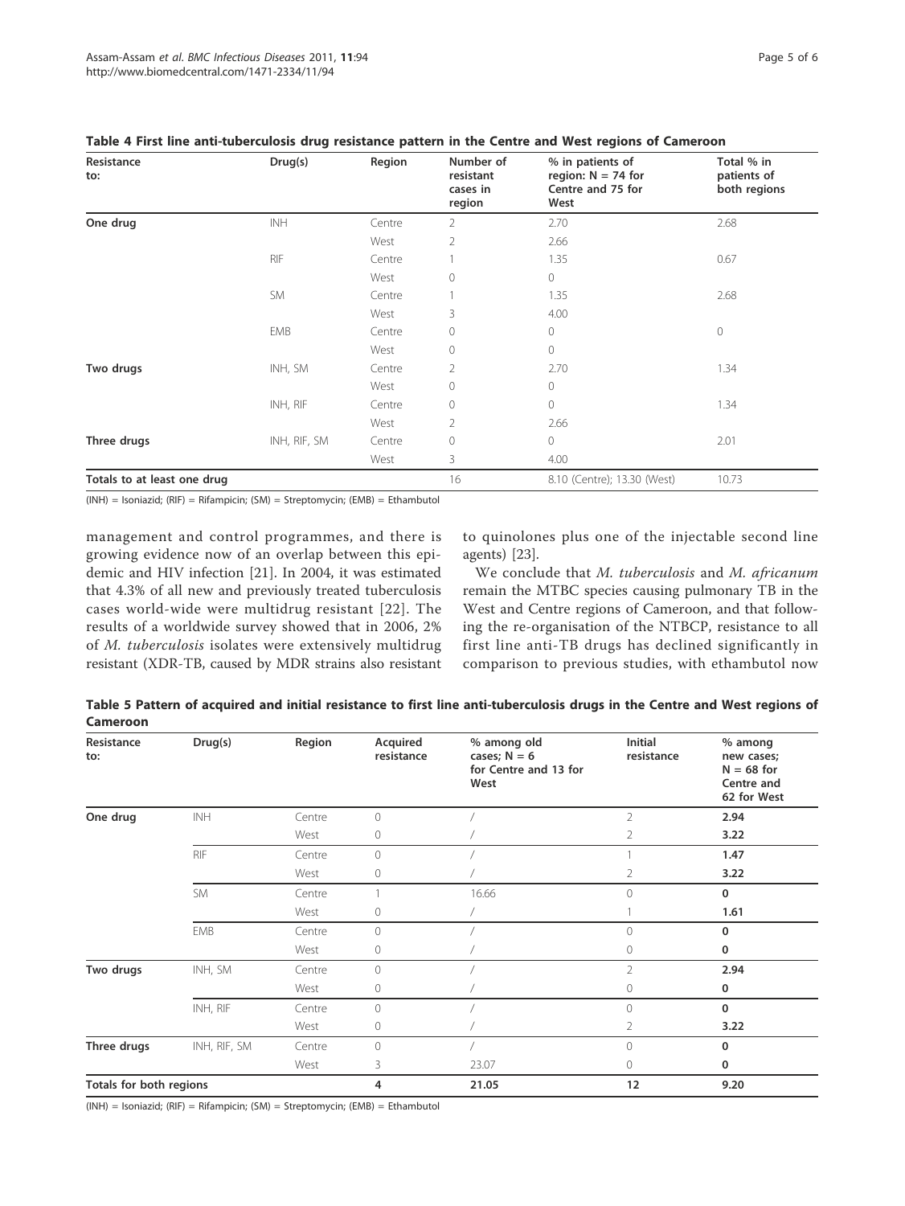**Table 4 First line anti-tuberculosis drug resistance pattern in the Centre and West regions of Cameroon**

| Resistance to: | Drug(s) | Region | Number of resistant cases in region | % in patients of region: N = 74 for Centre and 75 for West | Total % in patients of both regions |
|---|---|---|---|---|---|
| **One drug** | INH | Centre | 2 | 2.70 | 2.68 |
| | | West | 2 | 2.66 | |
| | RIF | Centre | 1 | 1.35 | 0.67 |
| | | West | 0 | 0 | |
| | SM | Centre | 1 | 1.35 | 2.68 |
| | | West | 3 | 4.00 | |
| | EMB | Centre | 0 | 0 | 0 |
| | | West | 0 | 0 | |
| **Two drugs** | INH, SM | Centre | 2 | 2.70 | 1.34 |
| | | West | 0 | 0 | |
| | INH, RIF | Centre | 0 | 0 | 1.34 |
| | | West | 2 | 2.66 | |
| **Three drugs** | INH, RIF, SM | Centre | 0 | 0 | 2.01 |
| | | West | 3 | 4.00 | |
| **Totals to at least one drug** | | | 16 | 8.10 (Centre); 13.30 (West) | 10.73 |

(INH) = Isoniazid; (RIF) = Rifampicin; (SM) = Streptomycin; (EMB) = Ethambutol

management and control programmes, and there is growing evidence now of an overlap between this epidemic and HIV infection [21]. In 2004, it was estimated that 4.3% of all new and previously treated tuberculosis cases world-wide were multidrug resistant [22]. The results of a worldwide survey showed that in 2006, 2% of *M. tuberculosis* isolates were extensively multidrug resistant (XDR-TB, caused by MDR strains also resistant to quinolones plus one of the injectable second line agents) [23].

We conclude that *M. tuberculosis* and *M. africanum* remain the MTBC species causing pulmonary TB in the West and Centre regions of Cameroon, and that following the re-organisation of the NTBCP, resistance to all first line anti-TB drugs has declined significantly in comparison to previous studies, with ethambutol now

**Table 5 Pattern of acquired and initial resistance to first line anti-tuberculosis drugs in the Centre and West regions of Cameroon**

| Resistance to: | Drug(s) | Region | Acquired resistance | % among old cases; N = 6 for Centre and 13 for West | Initial resistance | % among new cases; N = 68 for Centre and 62 for West |
|---|---|---|---|---|---|---|
| **One drug** | INH | Centre | 0 | / | 2 | **2.94** |
| | | West | 0 | / | 2 | **3.22** |
| | RIF | Centre | 0 | / | 1 | **1.47** |
| | | West | 0 | / | 2 | **3.22** |
| | SM | Centre | 1 | 16.66 | 0 | **0** |
| | | West | 0 | / | 1 | **1.61** |
| | EMB | Centre | 0 | / | 0 | **0** |
| | | West | 0 | / | 0 | **0** |
| **Two drugs** | INH, SM | Centre | 0 | / | 2 | **2.94** |
| | | West | 0 | / | 0 | **0** |
| | INH, RIF | Centre | 0 | / | 0 | **0** |
| | | West | 0 | / | 2 | **3.22** |
| **Three drugs** | INH, RIF, SM | Centre | 0 | / | 0 | **0** |
| | | West | 3 | 23.07 | 0 | **0** |
| **Totals for both regions** | | | **4** | **21.05** | **12** | **9.20** |

(INH) = Isoniazid; (RIF) = Rifampicin; (SM) = Streptomycin; (EMB) = Ethambutol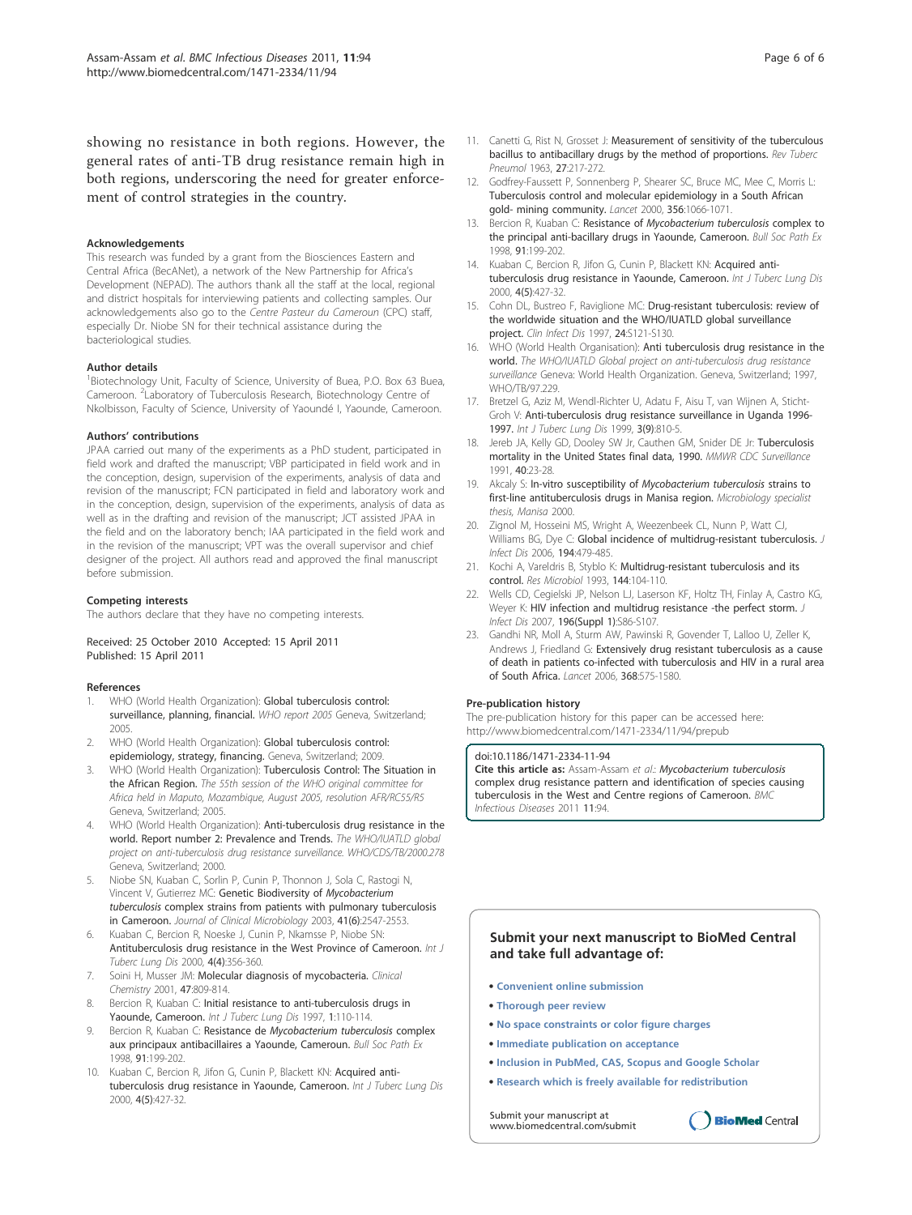showing no resistance in both regions. However, the general rates of anti-TB drug resistance remain high in both regions, underscoring the need for greater enforcement of control strategies in the country.

#### Acknowledgements

This research was funded by a grant from the Biosciences Eastern and Central Africa (BecANet), a network of the New Partnership for Africa's Development (NEPAD). The authors thank all the staff at the local, regional and district hospitals for interviewing patients and collecting samples. Our acknowledgements also go to the *Centre Pasteur du Cameroun* (CPC) staff, especially Dr. Niobe SN for their technical assistance during the bacteriological studies.

#### Author details

[1]Biotechnology Unit, Faculty of Science, University of Buea, P.O. Box 63 Buea, Cameroon. [2]Laboratory of Tuberculosis Research, Biotechnology Centre of Nkolbisson, Faculty of Science, University of Yaoundé I, Yaounde, Cameroon.

#### Authors' contributions

JPAA carried out many of the experiments as a PhD student, participated in field work and drafted the manuscript; VBP participated in field work and in the conception, design, supervision of the experiments, analysis of data and revision of the manuscript; FCN participated in field and laboratory work and in the conception, design, supervision of the experiments, analysis of data as well as in the drafting and revision of the manuscript; JCT assisted JPAA in the field and on the laboratory bench; IAA participated in the field work and in the revision of the manuscript; VPT was the overall supervisor and chief designer of the project. All authors read and approved the final manuscript before submission.

#### Competing interests

The authors declare that they have no competing interests.

Received: 25 October 2010 Accepted: 15 April 2011
Published: 15 April 2011

#### References

1. WHO (World Health Organization): **Global tuberculosis control: surveillance, planning, financial.** *WHO report 2005* Geneva, Switzerland; 2005.
2. WHO (World Health Organization): **Global tuberculosis control: epidemiology, strategy, financing.** Geneva, Switzerland; 2009.
3. WHO (World Health Organization): **Tuberculosis Control: The Situation in the African Region.** *The 55th session of the WHO original committee for Africa held in Maputo, Mozambique, August 2005, resolution AFR/RC55/R5* Geneva, Switzerland; 2005.
4. WHO (World Health Organization): **Anti-tuberculosis drug resistance in the world. Report number 2: Prevalence and Trends.** *The WHO/IUATLD global project on anti-tuberculosis drug resistance surveillance. WHO/CDS/TB/2000.278* Geneva, Switzerland; 2000.
5. Niobe SN, Kuaban C, Sorlin P, Cunin P, Thonnon J, Sola C, Rastogi N, Vincent V, Gutierrez MC: **Genetic Biodiversity of *Mycobacterium tuberculosis* complex strains from patients with pulmonary tuberculosis in Cameroon.** *Journal of Clinical Microbiology* 2003, **41(6)**:2547-2553.
6. Kuaban C, Bercion R, Noeske J, Cunin P, Nkamsse P, Niobe SN: **Antituberculosis drug resistance in the West Province of Cameroon.** *Int J Tuberc Lung Dis* 2000, **4(4)**:356-360.
7. Soini H, Musser JM: **Molecular diagnosis of mycobacteria.** *Clinical Chemistry* 2001, **47**:809-814.
8. Bercion R, Kuaban C: **Initial resistance to anti-tuberculosis drugs in Yaounde, Cameroon.** *Int J Tuberc Lung Dis* 1997, **1**:110-114.
9. Bercion R, Kuaban C: **Resistance de *Mycobacterium tuberculosis* complex aux principaux antibacillaires a Yaounde, Cameroun.** *Bull Soc Path Ex* 1998, **91**:199-202.
10. Kuaban C, Bercion R, Jifon G, Cunin P, Blackett KN: **Acquired anti-tuberculosis drug resistance in Yaounde, Cameroon.** *Int J Tuberc Lung Dis* 2000, **4(5)**:427-32.
11. Canetti G, Rist N, Grosset J: **Measurement of sensitivity of the tuberculous bacillus to antibacillary drugs by the method of proportions.** *Rev Tuberc Pneumol* 1963, **27**:217-272.
12. Godfrey-Faussett P, Sonnenberg P, Shearer SC, Bruce MC, Mee C, Morris L: **Tuberculosis control and molecular epidemiology in a South African gold- mining community.** *Lancet* 2000, **356**:1066-1071.
13. Bercion R, Kuaban C: **Resistance of *Mycobacterium tuberculosis* complex to the principal anti-bacillary drugs in Yaounde, Cameroon.** *Bull Soc Path Ex* 1998, **91**:199-202.
14. Kuaban C, Bercion R, Jifon G, Cunin P, Blackett KN: **Acquired anti-tuberculosis drug resistance in Yaounde, Cameroon.** *Int J Tuberc Lung Dis* 2000, **4(5)**:427-32.
15. Cohn DL, Bustreo F, Raviglione MC: **Drug-resistant tuberculosis: review of the worldwide situation and the WHO/IUATLD global surveillance project.** *Clin Infect Dis* 1997, **24**:S121-S130.
16. WHO (World Health Organisation): **Anti tuberculosis drug resistance in the world.** *The WHO/IUATLD Global project on anti-tuberculosis drug resistance surveillance* Geneva: World Health Organization. Geneva, Switzerland; 1997, WHO/TB/97.229.
17. Bretzel G, Aziz M, Wendl-Richter U, Adatu F, Aisu T, van Wijnen A, Sticht-Groh V: **Anti-tuberculosis drug resistance surveillance in Uganda 1996-1997.** *Int J Tuberc Lung Dis* 1999, **3(9)**:810-5.
18. Jereb JA, Kelly GD, Dooley SW Jr, Cauthen GM, Snider DE Jr: **Tuberculosis mortality in the United States final data, 1990.** *MMWR CDC Surveillance* 1991, **40**:23-28.
19. Akcaly S: **In-vitro susceptibility of *Mycobacterium tuberculosis* strains to first-line antituberculosis drugs in Manisa region.** *Microbiology specialist thesis, Manisa* 2000.
20. Zignol M, Hosseini MS, Wright A, Weezenbeek CL, Nunn P, Watt CJ, Williams BG, Dye C: **Global incidence of multidrug-resistant tuberculosis.** *J Infect Dis* 2006, **194**:479-485.
21. Kochi A, Vareldris B, Styblo K: **Multidrug-resistant tuberculosis and its control.** *Res Microbiol* 1993, **144**:104-110.
22. Wells CD, Cegielski JP, Nelson LJ, Laserson KF, Holtz TH, Finlay A, Castro KG, Weyer K: **HIV infection and multidrug resistance -the perfect storm.** *J Infect Dis* 2007, **196(Suppl 1)**:S86-S107.
23. Gandhi NR, Moll A, Sturm AW, Pawinski R, Govender T, Lalloo U, Zeller K, Andrews J, Friedland G: **Extensively drug resistant tuberculosis as a cause of death in patients co-infected with tuberculosis and HIV in a rural area of South Africa.** *Lancet* 2006, **368**:575-1580.

#### Pre-publication history

The pre-publication history for this paper can be accessed here:
http://www.biomedcentral.com/1471-2334/11/94/prepub

doi:10.1186/1471-2334-11-94

**Cite this article as:** Assam-Assam *et al.*: *Mycobacterium tuberculosis* complex drug resistance pattern and identification of species causing tuberculosis in the West and Centre regions of Cameroon. *BMC Infectious Diseases* 2011 11:94.

**Submit your next manuscript to BioMed Central and take full advantage of:**

- Convenient online submission
- Thorough peer review
- No space constraints or color figure charges
- Immediate publication on acceptance
- Inclusion in PubMed, CAS, Scopus and Google Scholar
- Research which is freely available for redistribution

Submit your manuscript at www.biomedcentral.com/submit

BioMed Central